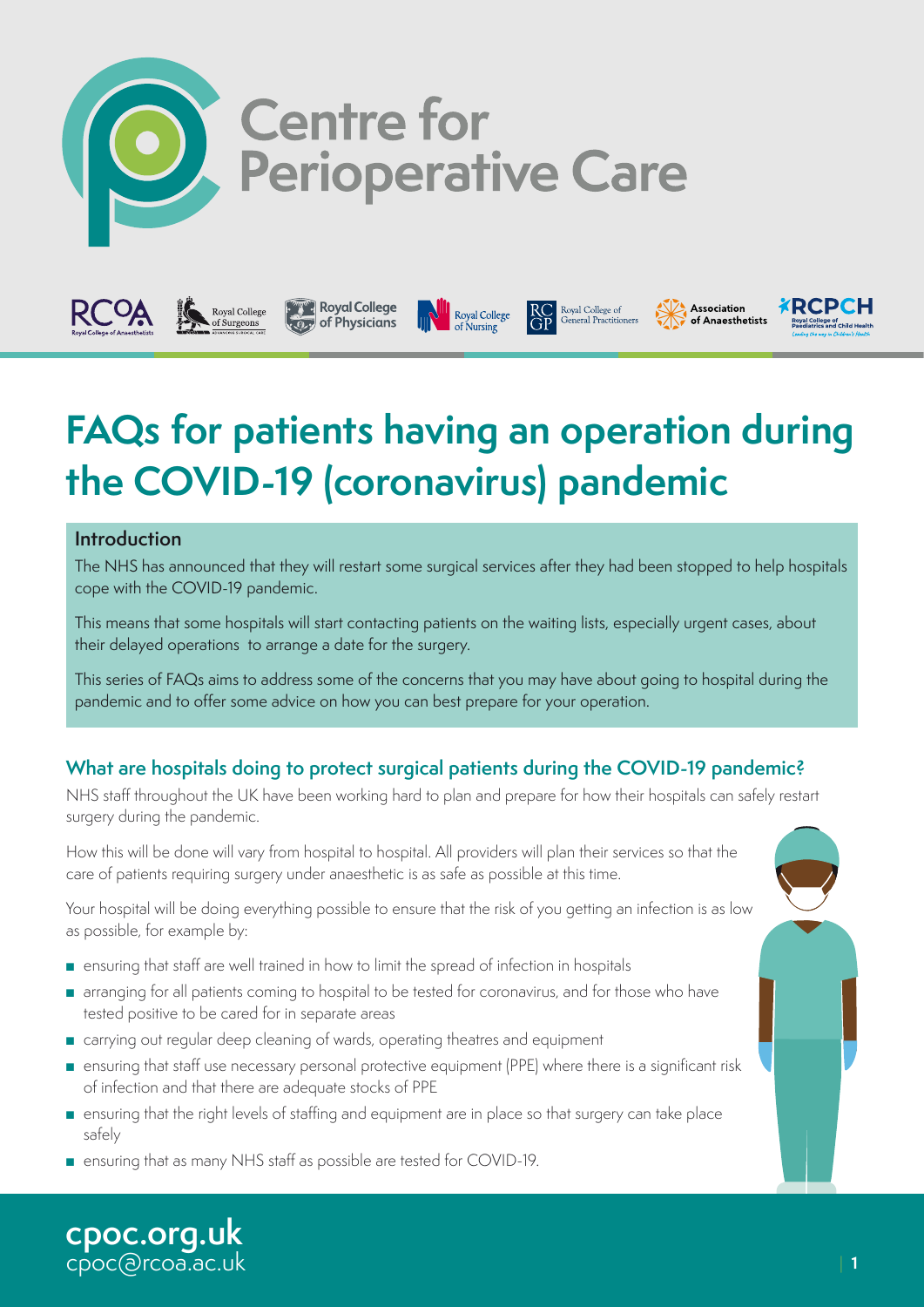# Centre for Perioperative Care

# FAQs for patients having an operation during the COVID-19 (coronavirus) pandemic

## Introduction

The NHS has announced that they will restart some surgical services after they had been stopped to help hospitals cope with the COVID-19 pandemic.

This means that some hospitals will start contacting patients on the waiting lists, especially urgent cases, about their delayed operations to arrange a date for the surgery.

This series of FAQs aims to address some of the concerns that you may have about going to hospital during the pandemic and to offer some advice on how you can best prepare for your operation.

## What are hospitals doing to protect surgical patients during the COVID-19 pandemic?

NHS staff throughout the UK have been working hard to plan and prepare for how their hospitals can safely restart surgery during the pandemic.

How this will be done will vary from hospital to hospital. All providers will plan their services so that the care of patients requiring surgery under anaesthetic is as safe as possible at this time.

Your hospital will be doing everything possible to ensure that the risk of you getting an infection is as low as possible, for example by:

- ensuring that staff are well trained in how to limit the spread of infection in hospitals
- arranging for all patients coming to hospital to be tested for coronavirus, and for those who have tested positive to be cared for in separate areas
- carrying out regular deep cleaning of wards, operating theatres and equipment
- ensuring that staff use necessary personal protective equipment (PPE) where there is a significant risk of infection and that there are adequate stocks of PPE
- ensuring that the right levels of staffing and equipment are in place so that surgery can take place safely
- ensuring that as many NHS staff as possible are tested for COVID-19.

**cpoc.org.uk**
cpoc@rcoa.ac.uk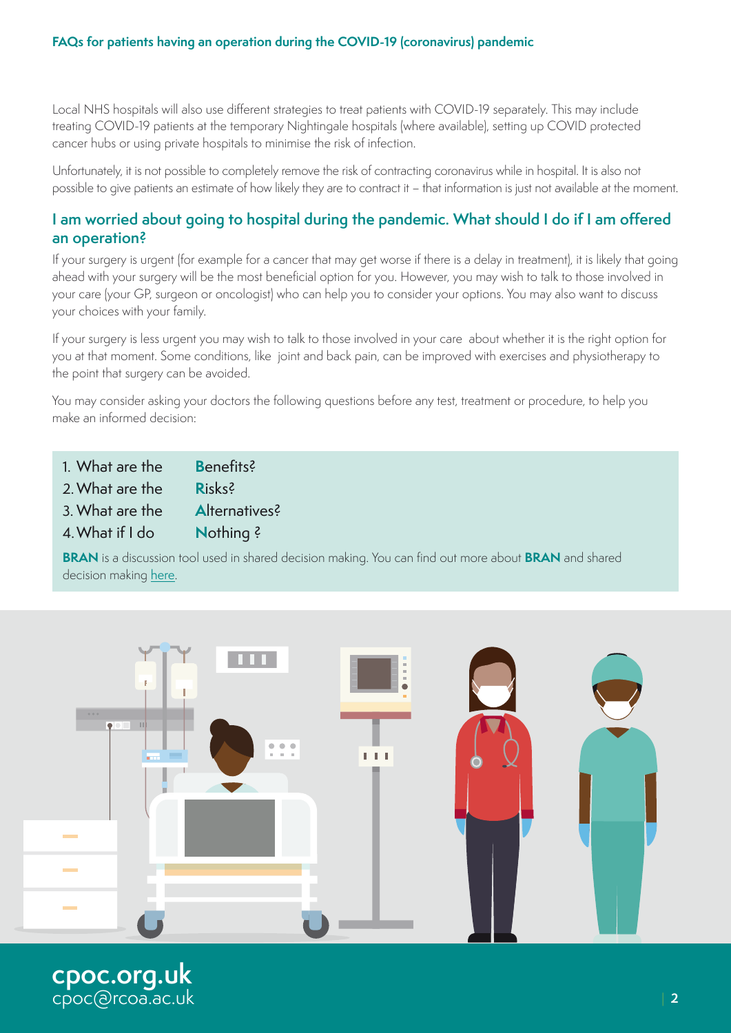Local NHS hospitals will also use different strategies to treat patients with COVID-19 separately. This may include treating COVID-19 patients at the temporary Nightingale hospitals (where available), setting up COVID protected cancer hubs or using private hospitals to minimise the risk of infection.

Unfortunately, it is not possible to completely remove the risk of contracting coronavirus while in hospital. It is also not possible to give patients an estimate of how likely they are to contract it – that information is just not available at the moment.

## I am worried about going to hospital during the pandemic. What should I do if I am offered an operation?

If your surgery is urgent (for example for a cancer that may get worse if there is a delay in treatment), it is likely that going ahead with your surgery will be the most beneficial option for you. However, you may wish to talk to those involved in your care (your GP, surgeon or oncologist) who can help you to consider your options. You may also want to discuss your choices with your family.

If your surgery is less urgent you may wish to talk to those involved in your care about whether it is the right option for you at that moment. Some conditions, like joint and back pain, can be improved with exercises and physiotherapy to the point that surgery can be avoided.

You may consider asking your doctors the following questions before any test, treatment or procedure, to help you make an informed decision:

1. What are the **B**enefits?
2. What are the **R**isks?
3. What are the **A**lternatives?
4. What if I do **N**othing ?

**BRAN** is a discussion tool used in shared decision making. You can find out more about **BRAN** and shared decision making here.

**cpoc.org.uk**
cpoc@rcoa.ac.uk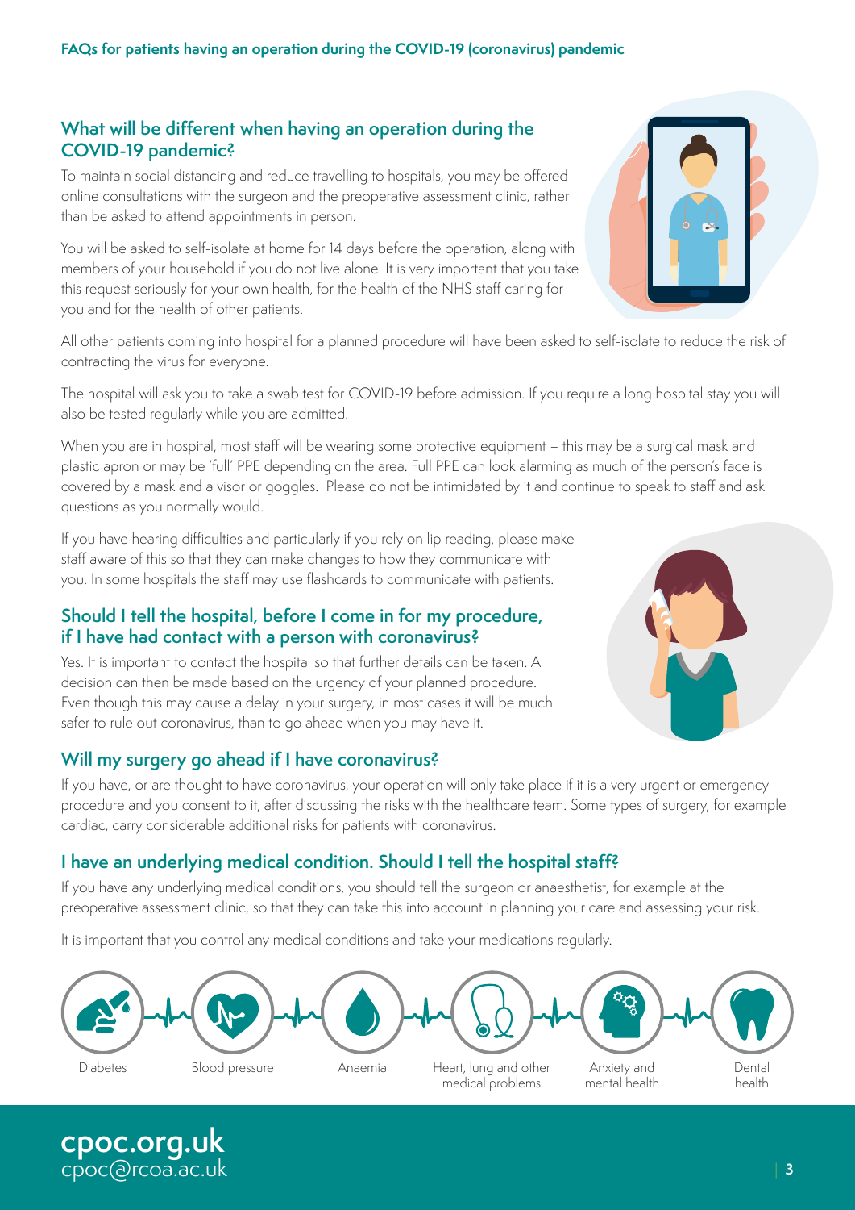## What will be different when having an operation during the COVID-19 pandemic?

To maintain social distancing and reduce travelling to hospitals, you may be offered online consultations with the surgeon and the preoperative assessment clinic, rather than be asked to attend appointments in person.

You will be asked to self-isolate at home for 14 days before the operation, along with members of your household if you do not live alone. It is very important that you take this request seriously for your own health, for the health of the NHS staff caring for you and for the health of other patients.

All other patients coming into hospital for a planned procedure will have been asked to self-isolate to reduce the risk of contracting the virus for everyone.

The hospital will ask you to take a swab test for COVID-19 before admission. If you require a long hospital stay you will also be tested regularly while you are admitted.

When you are in hospital, most staff will be wearing some protective equipment – this may be a surgical mask and plastic apron or may be 'full' PPE depending on the area. Full PPE can look alarming as much of the person's face is covered by a mask and a visor or goggles. Please do not be intimidated by it and continue to speak to staff and ask questions as you normally would.

If you have hearing difficulties and particularly if you rely on lip reading, please make staff aware of this so that they can make changes to how they communicate with you. In some hospitals the staff may use flashcards to communicate with patients.

## Should I tell the hospital, before I come in for my procedure, if I have had contact with a person with coronavirus?

Yes. It is important to contact the hospital so that further details can be taken. A decision can then be made based on the urgency of your planned procedure. Even though this may cause a delay in your surgery, in most cases it will be much safer to rule out coronavirus, than to go ahead when you may have it.

## Will my surgery go ahead if I have coronavirus?

If you have, or are thought to have coronavirus, your operation will only take place if it is a very urgent or emergency procedure and you consent to it, after discussing the risks with the healthcare team. Some types of surgery, for example cardiac, carry considerable additional risks for patients with coronavirus.

## I have an underlying medical condition. Should I tell the hospital staff?

If you have any underlying medical conditions, you should tell the surgeon or anaesthetist, for example at the preoperative assessment clinic, so that they can take this into account in planning your care and assessing your risk.

It is important that you control any medical conditions and take your medications regularly.

Diabetes | Blood pressure | Anaemia | Heart, lung and other medical problems | Anxiety and mental health | Dental health

**cpoc.org.uk**
cpoc@rcoa.ac.uk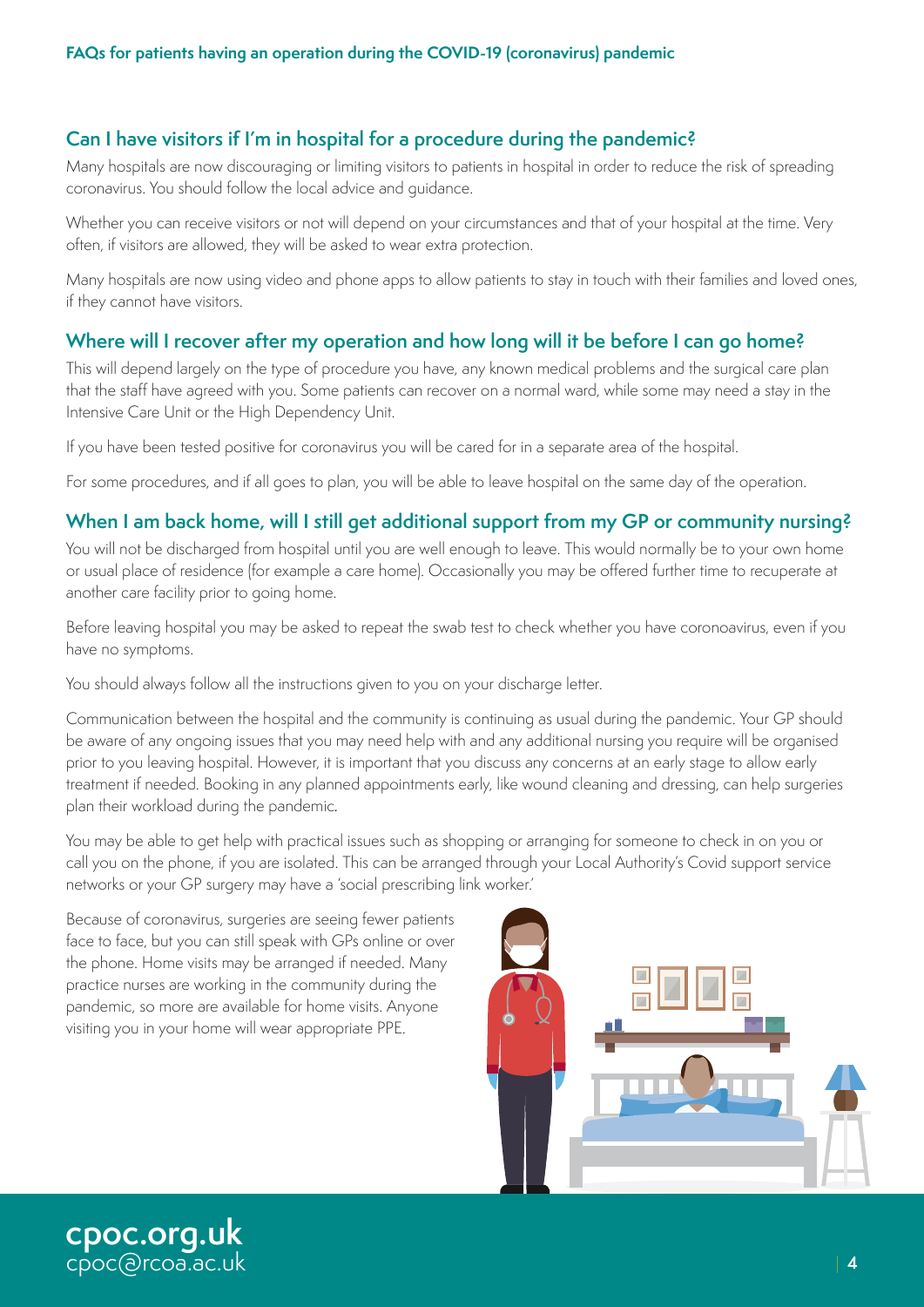## Can I have visitors if I'm in hospital for a procedure during the pandemic?

Many hospitals are now discouraging or limiting visitors to patients in hospital in order to reduce the risk of spreading coronavirus. You should follow the local advice and guidance.

Whether you can receive visitors or not will depend on your circumstances and that of your hospital at the time. Very often, if visitors are allowed, they will be asked to wear extra protection.

Many hospitals are now using video and phone apps to allow patients to stay in touch with their families and loved ones, if they cannot have visitors.

## Where will I recover after my operation and how long will it be before I can go home?

This will depend largely on the type of procedure you have, any known medical problems and the surgical care plan that the staff have agreed with you. Some patients can recover on a normal ward, while some may need a stay in the Intensive Care Unit or the High Dependency Unit.

If you have been tested positive for coronavirus you will be cared for in a separate area of the hospital.

For some procedures, and if all goes to plan, you will be able to leave hospital on the same day of the operation.

## When I am back home, will I still get additional support from my GP or community nursing?

You will not be discharged from hospital until you are well enough to leave. This would normally be to your own home or usual place of residence (for example a care home). Occasionally you may be offered further time to recuperate at another care facility prior to going home.

Before leaving hospital you may be asked to repeat the swab test to check whether you have coronoavirus, even if you have no symptoms.

You should always follow all the instructions given to you on your discharge letter.

Communication between the hospital and the community is continuing as usual during the pandemic. Your GP should be aware of any ongoing issues that you may need help with and any additional nursing you require will be organised prior to you leaving hospital. However, it is important that you discuss any concerns at an early stage to allow early treatment if needed. Booking in any planned appointments early, like wound cleaning and dressing, can help surgeries plan their workload during the pandemic.

You may be able to get help with practical issues such as shopping or arranging for someone to check in on you or call you on the phone, if you are isolated. This can be arranged through your Local Authority's Covid support service networks or your GP surgery may have a 'social prescribing link worker.'

Because of coronavirus, surgeries are seeing fewer patients face to face, but you can still speak with GPs online or over the phone. Home visits may be arranged if needed. Many practice nurses are working in the community during the pandemic, so more are available for home visits. Anyone visiting you in your home will wear appropriate PPE.

**cpoc.org.uk**
cpoc@rcoa.ac.uk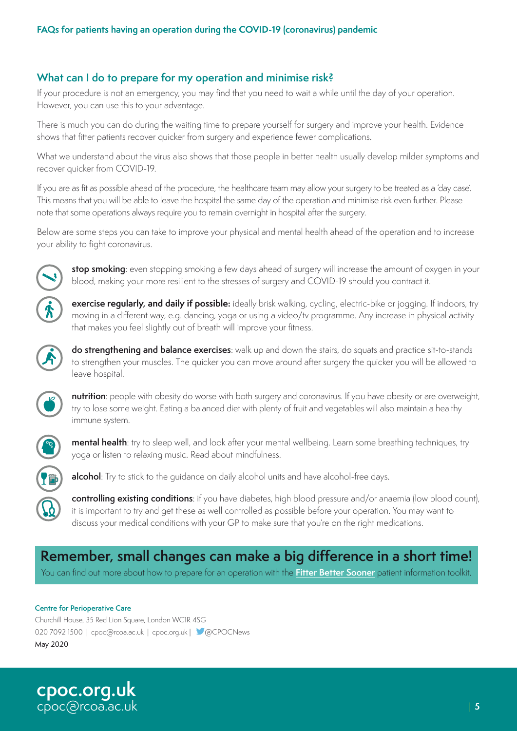## What can I do to prepare for my operation and minimise risk?

If your procedure is not an emergency, you may find that you need to wait a while until the day of your operation. However, you can use this to your advantage.

There is much you can do during the waiting time to prepare yourself for surgery and improve your health. Evidence shows that fitter patients recover quicker from surgery and experience fewer complications.

What we understand about the virus also shows that those people in better health usually develop milder symptoms and recover quicker from COVID-19.

If you are as fit as possible ahead of the procedure, the healthcare team may allow your surgery to be treated as a 'day case'. This means that you will be able to leave the hospital the same day of the operation and minimise risk even further. Please note that some operations always require you to remain overnight in hospital after the surgery.

Below are some steps you can take to improve your physical and mental health ahead of the operation and to increase your ability to fight coronavirus.

- **stop smoking**: even stopping smoking a few days ahead of surgery will increase the amount of oxygen in your blood, making your more resilient to the stresses of surgery and COVID-19 should you contract it.
- **exercise regularly, and daily if possible:** ideally brisk walking, cycling, electric-bike or jogging. If indoors, try moving in a different way, e.g. dancing, yoga or using a video/tv programme. Any increase in physical activity that makes you feel slightly out of breath will improve your fitness.
- **do strengthening and balance exercises**: walk up and down the stairs, do squats and practice sit-to-stands to strengthen your muscles. The quicker you can move around after surgery the quicker you will be allowed to leave hospital.
- **nutrition**: people with obesity do worse with both surgery and coronavirus. If you have obesity or are overweight, try to lose some weight. Eating a balanced diet with plenty of fruit and vegetables will also maintain a healthy immune system.
- **mental health**: try to sleep well, and look after your mental wellbeing. Learn some breathing techniques, try yoga or listen to relaxing music. Read about mindfulness.
- **alcohol**: Try to stick to the guidance on daily alcohol units and have alcohol-free days.
- **controlling existing conditions**: if you have diabetes, high blood pressure and/or anaemia (low blood count), it is important to try and get these as well controlled as possible before your operation. You may want to discuss your medical conditions with your GP to make sure that you're on the right medications.

## Remember, small changes can make a big difference in a short time!

You can find out more about how to prepare for an operation with the **Fitter Better Sooner** patient information toolkit.

**Centre for Perioperative Care**
Churchill House, 35 Red Lion Square, London WC1R 4SG
020 7092 1500 | cpoc@rcoa.ac.uk | cpoc.org.uk | @CPOCNews
May 2020

**cpoc.org.uk**
cpoc@rcoa.ac.uk